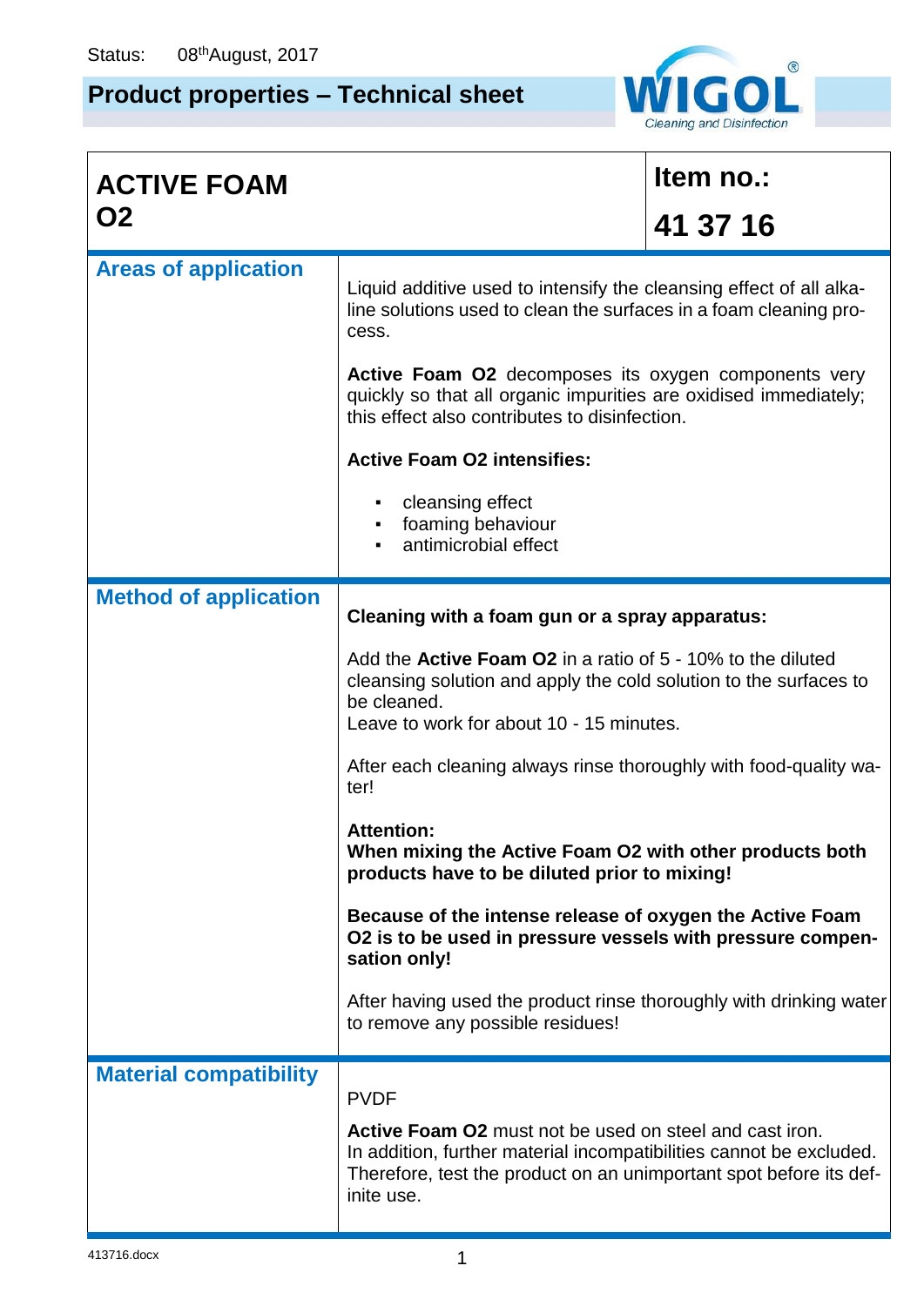Status: 08th August, 2017

# Product properties – Technical sheet

WIGOL® Cleaning and Disinfection

| ACTIVE FOAM O2 | Item no.: 41 37 16 |
|---|---|

## Areas of application

Liquid additive used to intensify the cleansing effect of all alkaline solutions used to clean the surfaces in a foam cleaning process.

**Active Foam O2** decomposes its oxygen components very quickly so that all organic impurities are oxidised immediately; this effect also contributes to disinfection.

**Active Foam O2 intensifies:**

- cleansing effect
- foaming behaviour
- antimicrobial effect

## Method of application

**Cleaning with a foam gun or a spray apparatus:**

Add the **Active Foam O2** in a ratio of 5 - 10% to the diluted cleansing solution and apply the cold solution to the surfaces to be cleaned.
Leave to work for about 10 - 15 minutes.

After each cleaning always rinse thoroughly with food-quality water!

**Attention:**
**When mixing the Active Foam O2 with other products both products have to be diluted prior to mixing!**

**Because of the intense release of oxygen the Active Foam O2 is to be used in pressure vessels with pressure compensation only!**

After having used the product rinse thoroughly with drinking water to remove any possible residues!

## Material compatibility

PVDF

**Active Foam O2** must not be used on steel and cast iron.
In addition, further material incompatibilities cannot be excluded. Therefore, test the product on an unimportant spot before its definite use.

413716.docx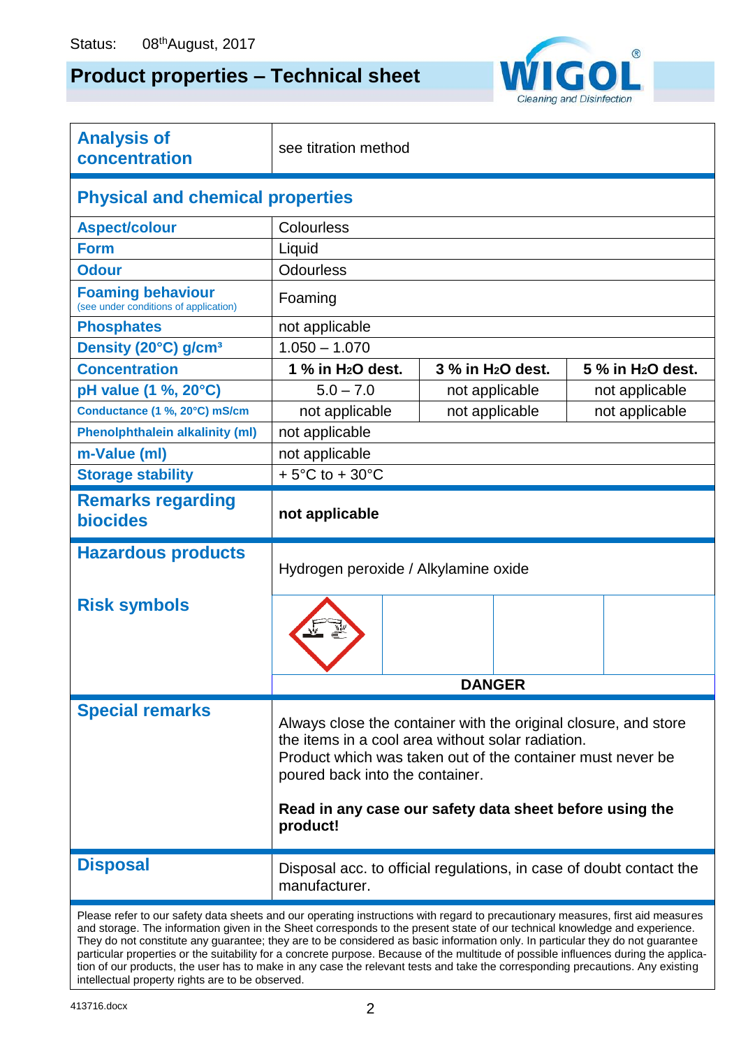Status: 08th August, 2017

# Product properties – Technical sheet

WIGOL® Cleaning and Disinfection

| | | | |
|---|---|---|---|
| **Analysis of concentration** | see titration method | | |

## Physical and chemical properties

| | | | |
|---|---|---|---|
| **Aspect/colour** | Colourless | | |
| **Form** | Liquid | | |
| **Odour** | Odourless | | |
| **Foaming behaviour** (see under conditions of application) | Foaming | | |
| **Phosphates** | not applicable | | |
| **Density (20°C) g/cm³** | 1.050 – 1.070 | | |
| **Concentration** | **1 % in $H_2O$ dest.** | **3 % in $H_2O$ dest.** | **5 % in $H_2O$ dest.** |
| **pH value (1 %, 20°C)** | 5.0 – 7.0 | not applicable | not applicable |
| **Conductance (1 %, 20°C) mS/cm** | not applicable | not applicable | not applicable |
| **Phenolphthalein alkalinity (ml)** | not applicable | | |
| **m-Value (ml)** | not applicable | | |
| **Storage stability** | + 5°C to + 30°C | | |

| | |
|---|---|
| **Remarks regarding biocides** | **not applicable** |
| **Hazardous products** | Hydrogen peroxide / Alkylamine oxide |
| **Risk symbols** | **DANGER** |
| **Special remarks** | Always close the container with the original closure, and store the items in a cool area without solar radiation. Product which was taken out of the container must never be poured back into the container. **Read in any case our safety data sheet before using the product!** |
| **Disposal** | Disposal acc. to official regulations, in case of doubt contact the manufacturer. |

Please refer to our safety data sheets and our operating instructions with regard to precautionary measures, first aid measures and storage. The information given in the Sheet corresponds to the present state of our technical knowledge and experience. They do not constitute any guarantee; they are to be considered as basic information only. In particular they do not guarantee particular properties or the suitability for a concrete purpose. Because of the multitude of possible influences during the application of our products, the user has to make in any case the relevant tests and take the corresponding precautions. Any existing intellectual property rights are to be observed.

413716.docx